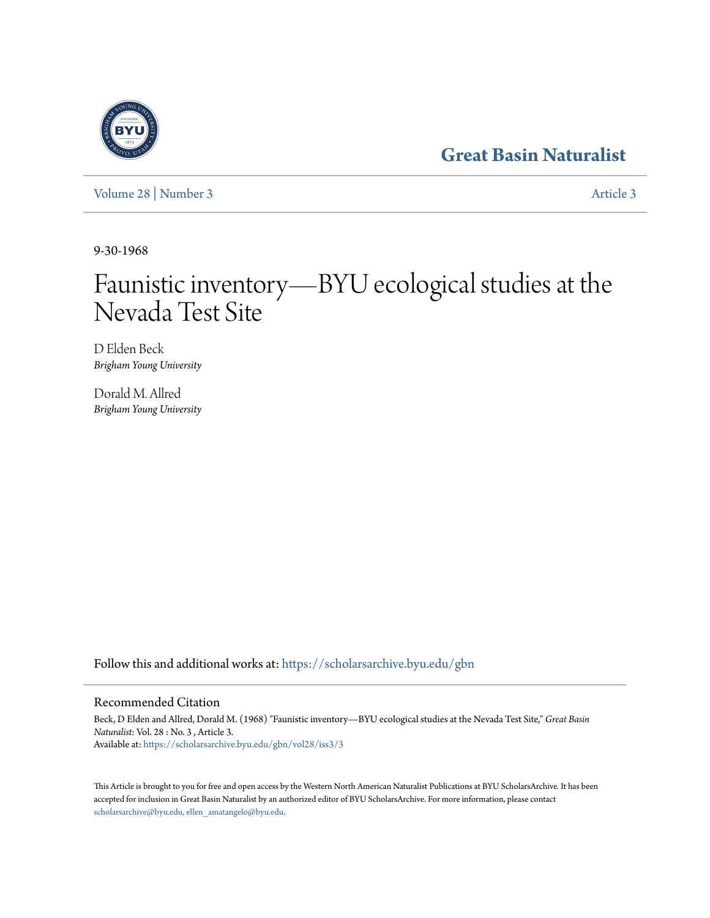# Great Basin Naturalist

Volume 28 | Number 3 Article 3

9-30-1968

# Faunistic inventory—BYU ecological studies at the Nevada Test Site

D Elden Beck
*Brigham Young University*

Dorald M. Allred
*Brigham Young University*

Follow this and additional works at: https://scholarsarchive.byu.edu/gbn

## Recommended Citation

Beck, D Elden and Allred, Dorald M. (1968) "Faunistic inventory—BYU ecological studies at the Nevada Test Site," *Great Basin Naturalist*: Vol. 28 : No. 3 , Article 3.
Available at: https://scholarsarchive.byu.edu/gbn/vol28/iss3/3

This Article is brought to you for free and open access by the Western North American Naturalist Publications at BYU ScholarsArchive. It has been accepted for inclusion in Great Basin Naturalist by an authorized editor of BYU ScholarsArchive. For more information, please contact scholarsarchive@byu.edu, ellen_amatangelo@byu.edu.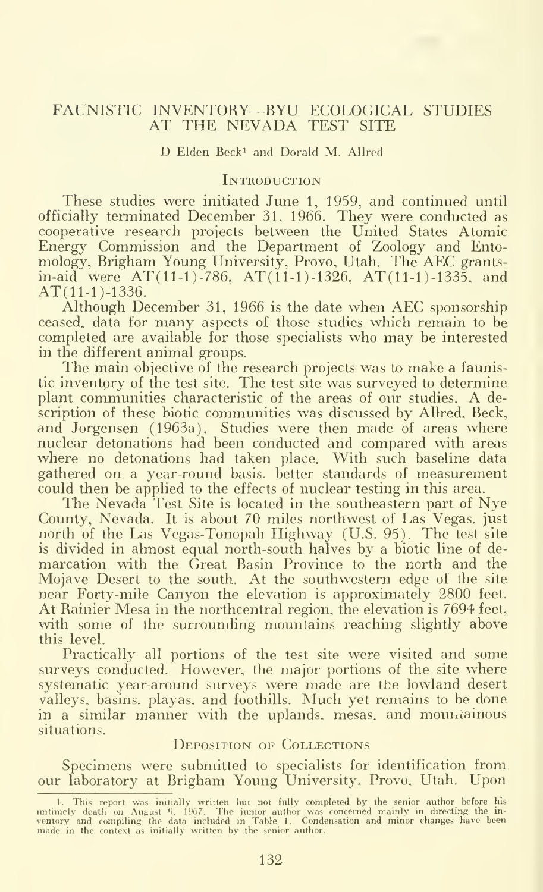# FAUNISTIC INVENTORY—BYU ECOLOGICAL STUDIES AT THE NEVADA TEST SITE

D Elden Beck[1] and Dorald M. Allred

## Introduction

These studies were initiated June 1, 1959, and continued until officially terminated December 31. 1966. They were conducted as cooperative research projects between the United States Atomic Energy Commission and the Department of Zoology and Entomology, Brigham Young University, Provo, Utah. The AEC grants-in-aid were AT(11-1)-786, AT(11-1)-1326, AT(11-1)-1335, and AT(11-1)-1336.

Although December 31, 1966 is the date when AEC sponsorship ceased, data for many aspects of those studies which remain to be completed are available for those specialists who may be interested in the different animal groups.

The main objective of the research projects was to make a faunistic inventory of the test site. The test site was surveyed to determine plant communities characteristic of the areas of our studies. A description of these biotic communities was discussed by Allred, Beck, and Jorgensen (1963a). Studies were then made of areas where nuclear detonations had been conducted and compared with areas where no detonations had taken place. With such baseline data gathered on a year-round basis, better standards of measurement could then be applied to the effects of nuclear testing in this area.

The Nevada Test Site is located in the southeastern part of Nye County, Nevada. It is about 70 miles northwest of Las Vegas, just north of the Las Vegas-Tonopah Highway (U.S. 95). The test site is divided in almost equal north-south halves by a biotic line of demarcation with the Great Basin Province to the north and the Mojave Desert to the south. At the southwestern edge of the site near Forty-mile Canyon the elevation is approximately 2800 feet. At Rainier Mesa in the northcentral region, the elevation is 7694 feet, with some of the surrounding mountains reaching slightly above this level.

Practically all portions of the test site were visited and some surveys conducted. However, the major portions of the site where systematic year-around surveys were made are the lowland desert valleys, basins, playas, and foothills. Much yet remains to be done in a similar manner with the uplands, mesas, and mountainous situations.

## Deposition of Collections

Specimens were submitted to specialists for identification from our laboratory at Brigham Young University, Provo, Utah. Upon

1. This report was initially written but not fully completed by the senior author before his untimely death on August 9, 1967. The junior author was concerned mainly in directing the inventory and compiling the data included in Table 1. Condensation and minor changes have been made in the context as initially written by the senior author.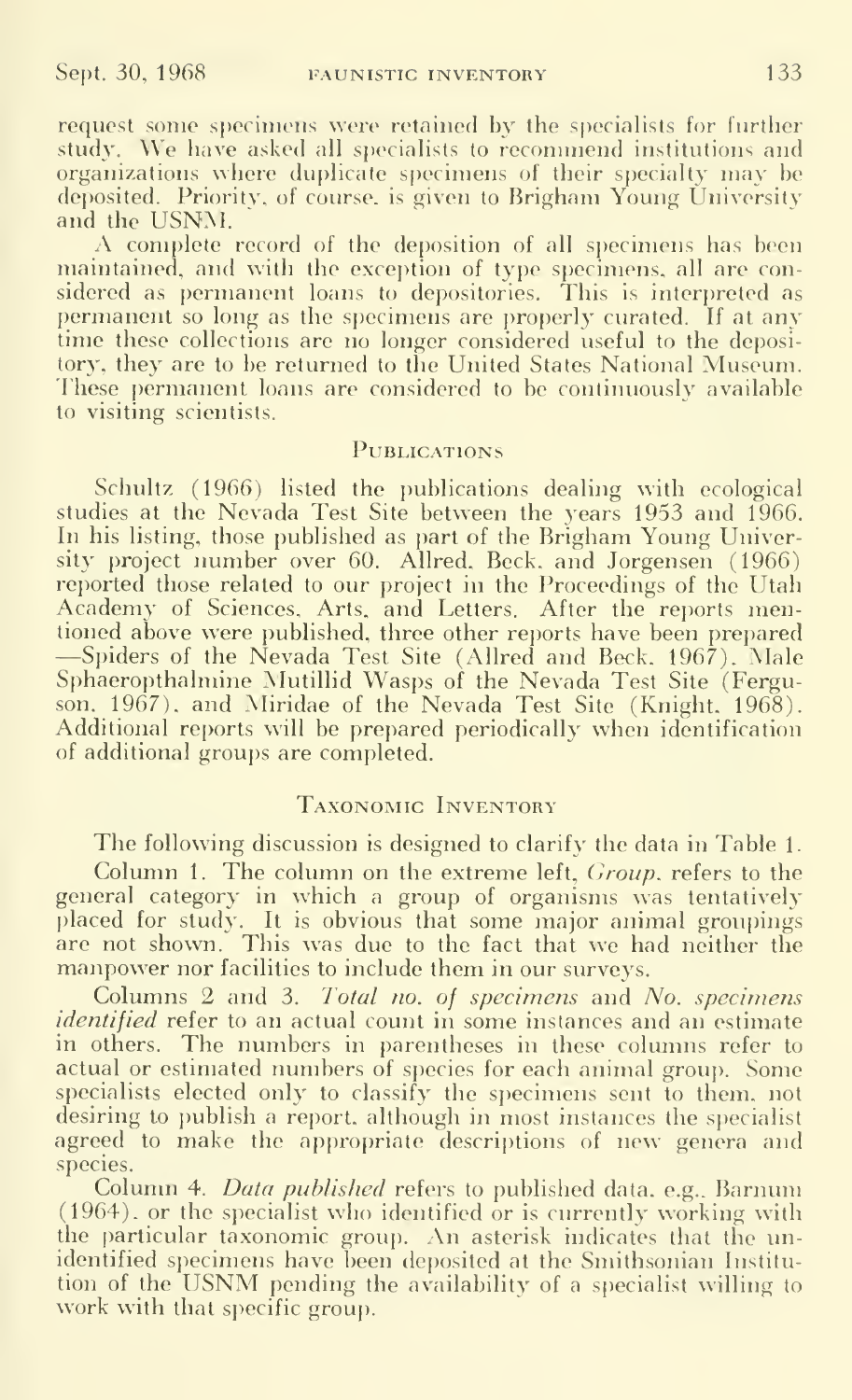request some specimens were retained by the specialists for further study. We have asked all specialists to recommend institutions and organizations where duplicate specimens of their specialty may be deposited. Priority, of course, is given to Brigham Young University and the USNM.

A complete record of the deposition of all specimens has been maintained, and with the exception of type specimens, all are considered as permanent loans to depositories. This is interpreted as permanent so long as the specimens are properly curated. If at any time these collections are no longer considered useful to the depository, they are to be returned to the United States National Museum. These permanent loans are considered to be continuously available to visiting scientists.

## Publications

Schultz (1966) listed the publications dealing with ecological studies at the Nevada Test Site between the years 1953 and 1966. In his listing, those published as part of the Brigham Young University project number over 60. Allred, Beck, and Jorgensen (1966) reported those related to our project in the Proceedings of the Utah Academy of Sciences, Arts, and Letters. After the reports mentioned above were published, three other reports have been prepared —Spiders of the Nevada Test Site (Allred and Beck, 1967), Male Sphaeropthalmine Mutillid Wasps of the Nevada Test Site (Ferguson, 1967), and Miridae of the Nevada Test Site (Knight, 1968). Additional reports will be prepared periodically when identification of additional groups are completed.

## Taxonomic Inventory

The following discussion is designed to clarify the data in Table 1.

Column 1. The column on the extreme left, *Group*, refers to the general category in which a group of organisms was tentatively placed for study. It is obvious that some major animal groupings are not shown. This was due to the fact that we had neither the manpower nor facilities to include them in our surveys.

Columns 2 and 3. *Total no. of specimens* and *No. specimens identified* refer to an actual count in some instances and an estimate in others. The numbers in parentheses in these columns refer to actual or estimated numbers of species for each animal group. Some specialists elected only to classify the specimens sent to them, not desiring to publish a report, although in most instances the specialist agreed to make the appropriate descriptions of new genera and species.

Column 4. *Data published* refers to published data, e.g., Barnum (1964), or the specialist who identified or is currently working with the particular taxonomic group. An asterisk indicates that the unidentified specimens have been deposited at the Smithsonian Institution of the USNM pending the availability of a specialist willing to work with that specific group.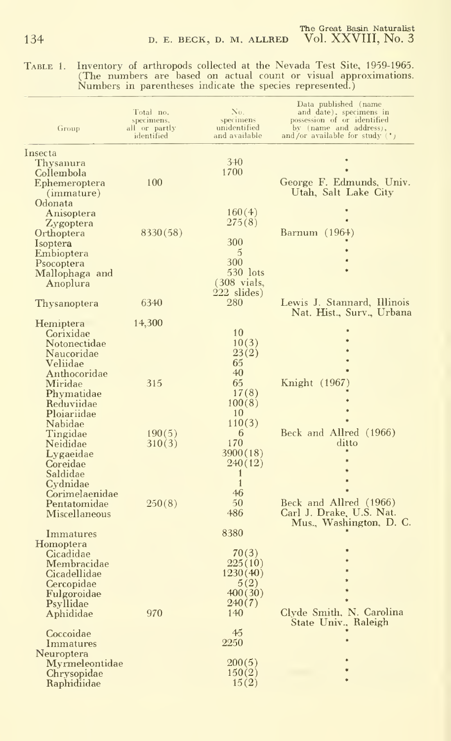Table 1. Inventory of arthropods collected at the Nevada Test Site, 1959-1965. (The numbers are based on actual count or visual approximations. Numbers in parentheses indicate the species represented.)

| Group | Total no. specimens, all or partly identified | No. specimens unidentified and available | Data published (name and date), specimens in possession of or identified by (name and address), and/or available for study (*) |
|---|---|---|---|
| Insecta | | | |
| Thysanura | | 340 | * |
| Collembola | | 1700 | * |
| Ephemeroptera (immature) | 100 | | George F. Edmunds, Univ. Utah, Salt Lake City |
| Odonata | | | |
| Anisoptera | | 160(4) | * |
| Zygoptera | | 275(8) | * |
| Orthoptera | 8330(58) | | Barnum (1964) |
| Isoptera | | 300 | * |
| Embioptera | | 5 | * |
| Psocoptera | | 300 | * |
| Mallophaga and Anoplura | | 530 lots (308 vials, 222 slides) | * |
| Thysanoptera | 6340 | 280 | Lewis J. Stannard, Illinois Nat. Hist., Surv., Urbana |
| Hemiptera | 14,300 | | |
| Corixidae | | 10 | * |
| Notonectidae | | 10(3) | * |
| Naucoridae | | 23(2) | * |
| Veliidae | | 65 | * |
| Anthocoridae | | 40 | * |
| Miridae | 315 | 65 | Knight (1967) |
| Phymatidae | | 17(8) | * |
| Reduviidae | | 100(8) | * |
| Ploiariidae | | 10 | * |
| Nabidae | | 110(3) | * |
| Tingidae | 190(5) | 6 | Beck and Allred (1966) |
| Neididae | 310(3) | 170 | ditto |
| Lygaeidae | | 3900(18) | * |
| Coreidae | | 240(12) | * |
| Saldidae | | 1 | * |
| Cydnidae | | 1 | * |
| Corimelaenidae | | 46 | * |
| Pentatomidae | 250(8) | 50 | Beck and Allred (1966) |
| Miscellaneous | | 486 | Carl J. Drake, U.S. Nat. Mus., Washington, D. C. |
| Immatures | | 8380 | * |
| Homoptera | | | |
| Cicadidae | | 70(3) | * |
| Membracidae | | 225(10) | * |
| Cicadellidae | | 1230(40) | * |
| Cercopidae | | 5(2) | * |
| Fulgoroidae | | 400(30) | * |
| Psyllidae | | 240(7) | * |
| Aphididae | 970 | 140 | Clyde Smith, N. Carolina State Univ., Raleigh |
| Coccoidae | | 45 | * |
| Immatures | | 2250 | * |
| Neuroptera | | | |
| Myrmeleontidae | | 200(5) | * |
| Chrysopidae | | 150(2) | * |
| Raphidiidae | | 15(2) | * |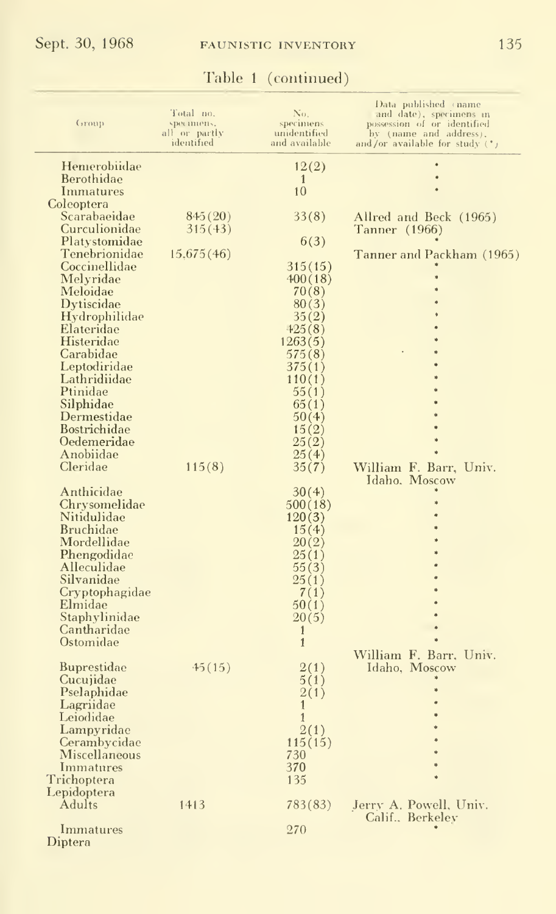Table 1 (continued)

| Group | Total no. specimens, all or partly identified | No. specimens unidentified and available | Data published (name and date), specimens in possession of or identified by (name and address), and/or available for study (*) |
|---|---|---|---|
| Hemerobiidae | | 12(2) | * |
| Berothidae | | 1 | * |
| Immatures | | 10 | * |
| Coleoptera | | | |
| Scarabaeidae | 845(20) | 33(8) | Allred and Beck (1965) |
| Curculionidae | 315(43) | | Tanner (1966) |
| Platystomidae | | 6(3) | * |
| Tenebrionidae | 15,675(46) | | Tanner and Packham (1965) |
| Coccinellidae | | 315(15) | * |
| Melyridae | | 400(18) | * |
| Meloidae | | 70(8) | * |
| Dytiscidae | | 80(3) | * |
| Hydrophilidae | | 35(2) | * |
| Elateridae | | 425(8) | * |
| Histeridae | | 1263(5) | * |
| Carabidae | | 575(8) | * |
| Leptodiridae | | 375(1) | * |
| Lathridiidae | | 110(1) | * |
| Ptinidae | | 55(1) | * |
| Silphidae | | 65(1) | * |
| Dermestidae | | 50(4) | * |
| Bostrichidae | | 15(2) | * |
| Oedemeridae | | 25(2) | * |
| Anobiidae | | 25(4) | * |
| Cleridae | 115(8) | 35(7) | William F. Barr, Univ. Idaho, Moscow |
| Anthicidae | | 30(4) | * |
| Chrysomelidae | | 500(18) | * |
| Nitidulidae | | 120(3) | * |
| Bruchidae | | 15(4) | * |
| Mordellidae | | 20(2) | * |
| Phengodidae | | 25(1) | * |
| Alleculidae | | 55(3) | * |
| Silvanidae | | 25(1) | * |
| Cryptophagidae | | 7(1) | * |
| Elmidae | | 50(1) | * |
| Staphylinidae | | 20(5) | * |
| Cantharidae | | 1 | * |
| Ostomidae | | 1 | * |
| Buprestidae | 45(15) | 2(1) | William F. Barr, Univ. Idaho, Moscow |
| Cucujidae | | 5(1) | * |
| Pselaphidae | | 2(1) | * |
| Lagriidae | | 1 | * |
| Leiodidae | | 1 | * |
| Lampyridae | | 2(1) | * |
| Cerambycidae | | 115(15) | * |
| Miscellaneous | | 730 | * |
| Immatures | | 370 | * |
| Trichoptera | | 135 | * |
| Lepidoptera | | | |
| Adults | 1413 | 783(83) | Jerry A. Powell, Univ. Calif., Berkeley |
| Immatures | | 270 | * |
| Diptera | | | |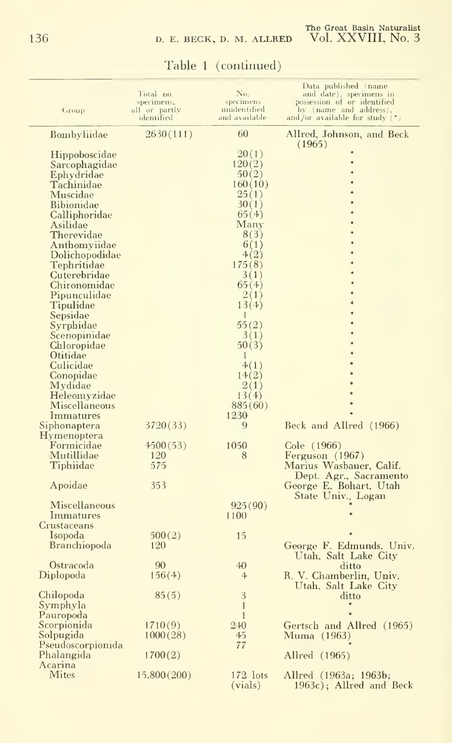Table 1 (continued)

| Group | Total no. specimens, all or partly identified | No. specimens unidentified and available | Data published (name and date), specimens in possession of or identified by (name and address), and/or available for study (*) |
|---|---|---|---|
| Bombyliidae | 2630(111) | 60 | Allred, Johnson, and Beck (1965) |
| Hippoboscidae | | 20(1) | * |
| Sarcophagidae | | 120(2) | * |
| Ephydridae | | 50(2) | * |
| Tachinidae | | 160(10) | * |
| Muscidae | | 25(1) | * |
| Bibionidae | | 30(1) | * |
| Calliphoridae | | 65(4) | * |
| Asilidae | | Many | * |
| Therevidae | | 8(3) | * |
| Anthomyiidae | | 6(1) | * |
| Dolichopodidae | | 4(2) | * |
| Tephritidae | | 175(8) | * |
| Cuterebridae | | 3(1) | * |
| Chironomidae | | 65(4) | * |
| Pipunculidae | | 2(1) | * |
| Tipulidae | | 13(4) | * |
| Sepsidae | | 1 | * |
| Syrphidae | | 55(2) | * |
| Scenopinidae | | 3(1) | * |
| Chloropidae | | 50(3) | * |
| Otitidae | | 1 | * |
| Culicidae | | 4(1) | * |
| Conopidae | | 14(2) | * |
| Mydidae | | 2(1) | * |
| Heleomyzidae | | 13(4) | * |
| Miscellaneous | | 885(60) | * |
| Immatures | | 1230 | * |
| Siphonaptera | 3720(33) | 9 | Beck and Allred (1966) |
| Hymenoptera | | | |
| Formicidae | 4500(53) | 1050 | Cole (1966) |
| Mutillidae | 120 | 8 | Ferguson (1967) |
| Tiphiidae | 575 | | Marius Wasbauer, Calif. Dept. Agr., Sacramento |
| Apoidae | 353 | | George E. Bohart, Utah State Univ., Logan |
| Miscellaneous | | 925(90) | * |
| Immatures | | 1100 | * |
| Crustaceans | | | |
| Isopoda | 500(2) | 15 | * |
| Branchiopoda | 120 | | George F. Edmunds, Univ. Utah, Salt Lake City |
| Ostracoda | 90 | 40 | ditto |
| Diplopoda | 156(4) | 4 | R. V. Chamberlin, Univ. Utah, Salt Lake City |
| Chilopoda | 85(5) | 3 | ditto |
| Symphyla | | 1 | * |
| Pauropoda | | 1 | * |
| Scorpionida | 1710(9) | 240 | Gertsch and Allred (1965) |
| Solpugida | 1000(28) | 45 | Muma (1963) |
| Pseudoscorpionida | | 77 | * |
| Phalangida | 1700(2) | | Allred (1965) |
| Acarina | | | |
| Mites | 15,800(200) | 172 lots (vials) | Allred (1963a; 1963b; 1963c); Allred and Beck |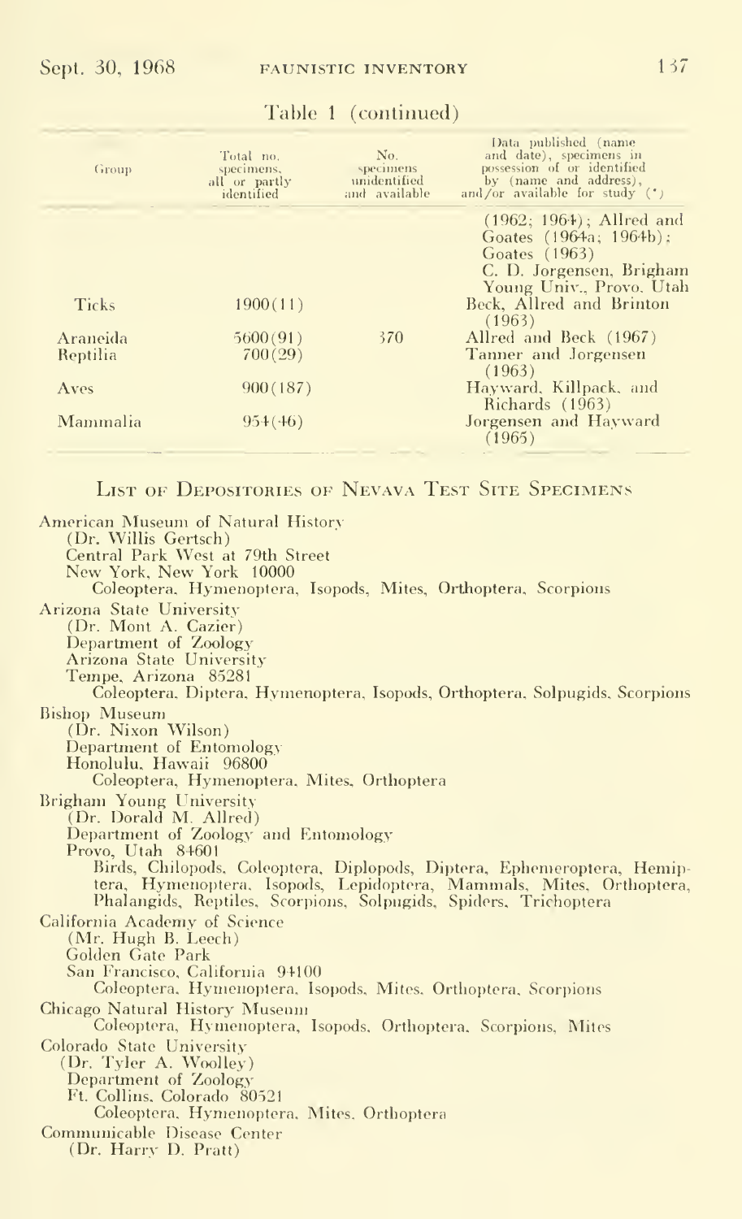Table 1 (continued)

| Group | Total no. specimens, all or partly identified | No. specimens unidentified and available | Data published (name and date), specimens in possession of or identified by (name and address), and/or available for study (*) |
|---|---|---|---|
| | | | (1962; 1964); Allred and Goates (1964a; 1964b); Goates (1963) C. D. Jorgensen, Brigham Young Univ., Provo, Utah |
| Ticks | 1900(11) | | Beck, Allred and Brinton (1963) |
| Araneida | 5600(91) | 370 | Allred and Beck (1967) |
| Reptilia | 700(29) | | Tanner and Jorgensen (1963) |
| Aves | 900(187) | | Hayward, Killpack, and Richards (1963) |
| Mammalia | 954(46) | | Jorgensen and Hayward (1965) |

## List of Depositories of Nevava Test Site Specimens

American Museum of Natural History
(Dr. Willis Gertsch)
Central Park West at 79th Street
New York, New York 10000
Coleoptera, Hymenoptera, Isopods, Mites, Orthoptera, Scorpions

Arizona State University
(Dr. Mont A. Cazier)
Department of Zoology
Arizona State University
Tempe, Arizona 85281
Coleoptera, Diptera, Hymenoptera, Isopods, Orthoptera, Solpugids, Scorpions

Bishop Museum
(Dr. Nixon Wilson)
Department of Entomology
Honolulu, Hawaii 96800
Coleoptera, Hymenoptera, Mites, Orthoptera

Brigham Young University
(Dr. Dorald M. Allred)
Department of Zoology and Entomology
Provo, Utah 84601
Birds, Chilopods, Coleoptera, Diplopods, Diptera, Ephemeroptera, Hemiptera, Hymenoptera, Isopods, Lepidoptera, Mammals, Mites, Orthoptera, Phalangids, Reptiles, Scorpions, Solpugids, Spiders, Trichoptera

California Academy of Science
(Mr. Hugh B. Leech)
Golden Gate Park
San Francisco, California 94100
Coleoptera, Hymenoptera, Isopods, Mites, Orthoptera, Scorpions

Chicago Natural History Museum
Coleoptera, Hymenoptera, Isopods, Orthoptera, Scorpions, Mites

Colorado State University
(Dr. Tyler A. Woolley)
Department of Zoology
Ft. Collins, Colorado 80521
Coleoptera, Hymenoptera, Mites, Orthoptera

Communicable Disease Center
(Dr. Harry D. Pratt)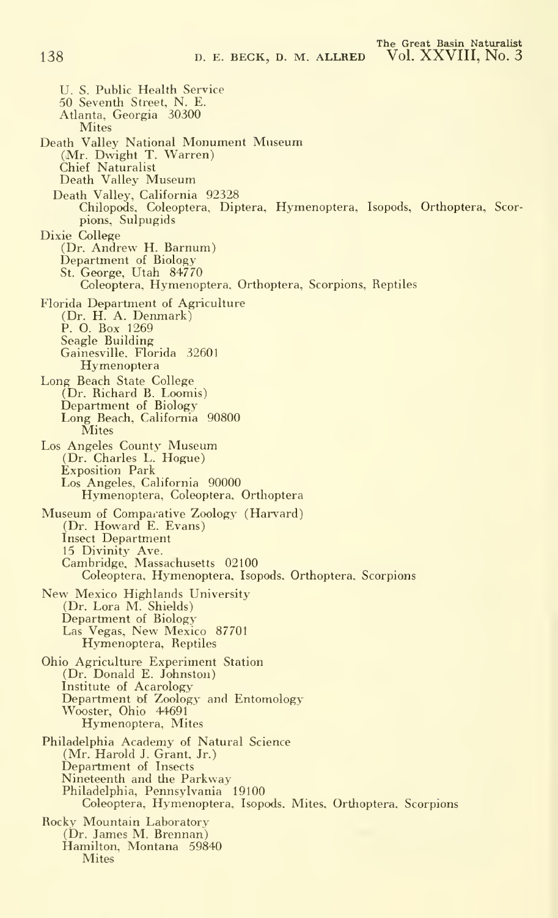U. S. Public Health Service
50 Seventh Street, N. E.
Atlanta, Georgia 30300
Mites

Death Valley National Monument Museum
(Mr. Dwight T. Warren)
Chief Naturalist
Death Valley Museum
Death Valley, California 92328
Chilopods, Coleoptera, Diptera, Hymenoptera, Isopods, Orthoptera, Scorpions, Sulpugids

Dixie College
(Dr. Andrew H. Barnum)
Department of Biology
St. George, Utah 84770
Coleoptera, Hymenoptera, Orthoptera, Scorpions, Reptiles

Florida Department of Agriculture
(Dr. H. A. Denmark)
P. O. Box 1269
Seagle Building
Gainesville, Florida 32601
Hymenoptera

Long Beach State College
(Dr. Richard B. Loomis)
Department of Biology
Long Beach, California 90800
Mites

Los Angeles County Museum
(Dr. Charles L. Hogue)
Exposition Park
Los Angeles, California 90000
Hymenoptera, Coleoptera, Orthoptera

Museum of Comparative Zoology (Harvard)
(Dr. Howard E. Evans)
Insect Department
15 Divinity Ave.
Cambridge, Massachusetts 02100
Coleoptera, Hymenoptera, Isopods, Orthoptera, Scorpions

New Mexico Highlands University
(Dr. Lora M. Shields)
Department of Biology
Las Vegas, New Mexico 87701
Hymenoptera, Reptiles

Ohio Agriculture Experiment Station
(Dr. Donald E. Johnston)
Institute of Acarology
Department of Zoology and Entomology
Wooster, Ohio 44691
Hymenoptera, Mites

Philadelphia Academy of Natural Science
(Mr. Harold J. Grant, Jr.)
Department of Insects
Nineteenth and the Parkway
Philadelphia, Pennsylvania 19100
Coleoptera, Hymenoptera, Isopods, Mites, Orthoptera, Scorpions

Rocky Mountain Laboratory
(Dr. James M. Brennan)
Hamilton, Montana 59840
Mites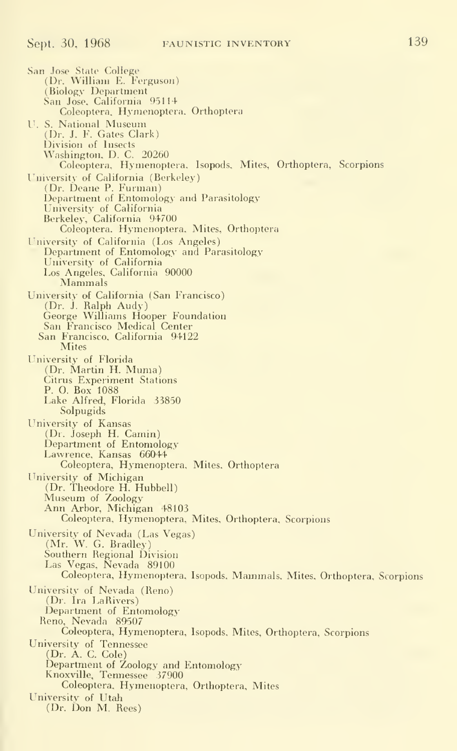San Jose State College
(Dr. William E. Ferguson)
(Biology Department
San Jose, California 95114
Coleoptera, Hymenoptera, Orthoptera

U. S. National Museum
(Dr. J. F. Gates Clark)
Division of Insects
Washington, D. C. 20260
Coleoptera, Hymenoptera, Isopods, Mites, Orthoptera, Scorpions

University of California (Berkeley)
(Dr. Deane P. Furman)
Department of Entomology and Parasitology
University of California
Berkeley, California 94700
Coleoptera, Hymenoptera, Mites, Orthoptera

University of California (Los Angeles)
Department of Entomology and Parasitology
University of California
Los Angeles, California 90000
Mammals

University of California (San Francisco)
(Dr. J. Ralph Audy)
George Williams Hooper Foundation
San Francisco Medical Center
San Francisco, California 94122
Mites

University of Florida
(Dr. Martin H. Muma)
Citrus Experiment Stations
P. O. Box 1088
Lake Alfred, Florida 33850
Solpugids

University of Kansas
(Dr. Joseph H. Camin)
Department of Entomology
Lawrence, Kansas 66044
Coleoptera, Hymenoptera, Mites, Orthoptera

University of Michigan
(Dr. Theodore H. Hubbell)
Museum of Zoology
Ann Arbor, Michigan 48103
Coleoptera, Hymenoptera, Mites, Orthoptera, Scorpions

University of Nevada (Las Vegas)
(Mr. W. G. Bradley)
Southern Regional Division
Las Vegas, Nevada 89100
Coleoptera, Hymenoptera, Isopods, Mammals, Mites, Orthoptera, Scorpions

University of Nevada (Reno)
(Dr. Ira LaRivers)
Department of Entomology
Reno, Nevada 89507
Coleoptera, Hymenoptera, Isopods, Mites, Orthoptera, Scorpions

University of Tennessee
(Dr. A. C. Cole)
Department of Zoology and Entomology
Knoxville, Tennessee 37900
Coleoptera, Hymenoptera, Orthoptera, Mites

University of Utah
(Dr. Don M. Rees)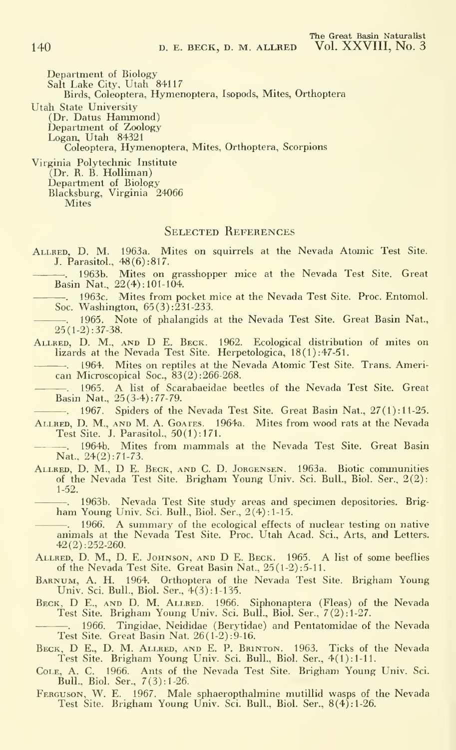Department of Biology
Salt Lake City, Utah 84117
Birds, Coleoptera, Hymenoptera, Isopods, Mites, Orthoptera

Utah State University
(Dr. Datus Hammond)
Department of Zoology
Logan, Utah 84321
Coleoptera, Hymenoptera, Mites, Orthoptera, Scorpions

Virginia Polytechnic Institute
(Dr. R. B. Holliman)
Department of Biology
Blacksburg, Virginia 24066
Mites

## Selected References

Allred, D. M. 1963a. Mites on squirrels at the Nevada Atomic Test Site. J. Parasitol., 48(6):817.

———. 1963b. Mites on grasshopper mice at the Nevada Test Site. Great Basin Nat., 22(4):101-104.

———. 1963c. Mites from pocket mice at the Nevada Test Site. Proc. Entomol. Soc. Washington, 65(3):231-233.

———. 1965. Note of phalangids at the Nevada Test Site. Great Basin Nat., 25(1-2):37-38.

Allred, D. M., and D E. Beck. 1962. Ecological distribution of mites on lizards at the Nevada Test Site. Herpetologica, 18(1):47-51.

———. 1964. Mites on reptiles at the Nevada Atomic Test Site. Trans. American Microscopical Soc., 83(2):266-268.

———. 1965. A list of Scarabaeidae beetles of the Nevada Test Site. Great Basin Nat., 25(3-4):77-79.

———. 1967. Spiders of the Nevada Test Site. Great Basin Nat., 27(1):11-25.

Allred, D. M., and M. A. Goates. 1964a. Mites from wood rats at the Nevada Test Site. J. Parasitol., 50(1):171.

———. 1964b. Mites from mammals at the Nevada Test Site. Great Basin Nat., 24(2):71-73.

Allred, D. M., D E. Beck, and C. D. Jorgensen. 1963a. Biotic communities of the Nevada Test Site. Brigham Young Univ. Sci. Bull., Biol. Ser., 2(2): 1-52.

———. 1963b. Nevada Test Site study areas and specimen depositories. Brigham Young Univ. Sci. Bull., Biol. Ser., 2(4):1-15.

———. 1966. A summary of the ecological effects of nuclear testing on native animals at the Nevada Test Site. Proc. Utah Acad. Sci., Arts, and Letters. 42(2):252-260.

Allred, D. M., D. E. Johnson, and D E. Beck. 1965. A list of some beeflies of the Nevada Test Site. Great Basin Nat., 25(1-2):5-11.

Barnum, A. H. 1964. Orthoptera of the Nevada Test Site. Brigham Young Univ. Sci. Bull., Biol. Ser., 4(3):1-135.

Beck, D E., and D. M. Allred. 1966. Siphonaptera (Fleas) of the Nevada Test Site. Brigham Young Univ. Sci. Bull., Biol. Ser., 7(2):1-27.

———. 1966. Tingidae, Neididae (Berytidae) and Pentatomidae of the Nevada Test Site. Great Basin Nat. 26(1-2):9-16.

Beck, D E., D. M. Allred, and E. P. Brinton. 1963. Ticks of the Nevada Test Site. Brigham Young Univ. Sci. Bull., Biol. Ser., 4(1):1-11.

Cole, A. C. 1966. Ants of the Nevada Test Site. Brigham Young Univ. Sci. Bull., Biol. Ser., 7(3):1-26.

Ferguson, W. E. 1967. Male sphaeropthalmine mutillid wasps of the Nevada Test Site. Brigham Young Univ. Sci. Bull., Biol. Ser., 8(4):1-26.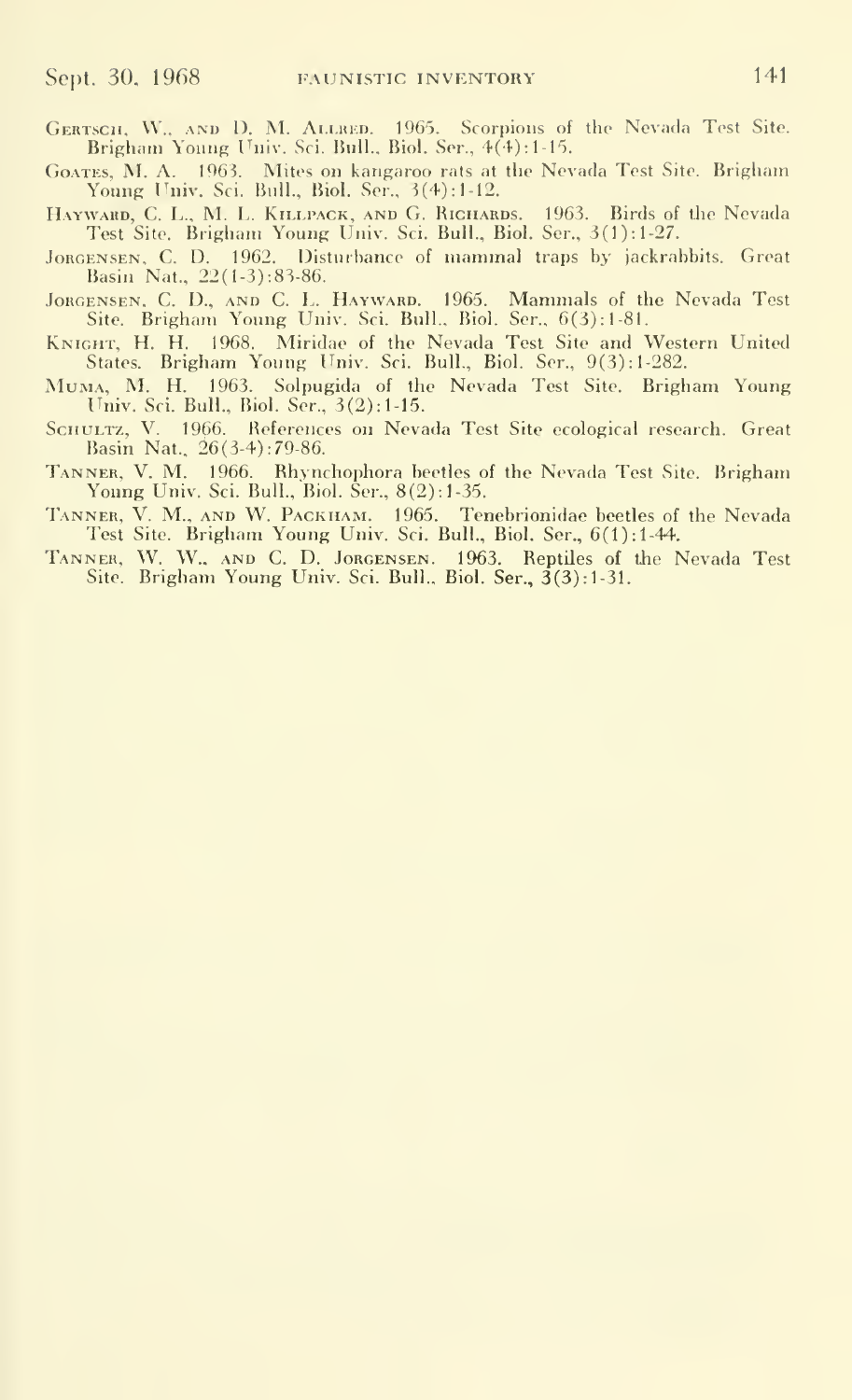Gertsch, W., and D. M. Allred. 1965. Scorpions of the Nevada Test Site. Brigham Young Univ. Sci. Bull., Biol. Ser., 4(4):1-15.

Goates, M. A. 1963. Mites on kangaroo rats at the Nevada Test Site. Brigham Young Univ. Sci. Bull., Biol. Ser., 3(4):1-12.

Hayward, C. L., M. L. Killpack, and G. Richards. 1963. Birds of the Nevada Test Site. Brigham Young Univ. Sci. Bull., Biol. Ser., 3(1):1-27.

Jorgensen, C. D. 1962. Disturbance of mammal traps by jackrabbits. Great Basin Nat., 22(1-3):83-86.

Jorgensen, C. D., and C. L. Hayward. 1965. Mammals of the Nevada Test Site. Brigham Young Univ. Sci. Bull., Biol. Ser., 6(3):1-81.

Knight, H. H. 1968. Miridae of the Nevada Test Site and Western United States. Brigham Young Univ. Sci. Bull., Biol. Ser., 9(3):1-282.

Muma, M. H. 1963. Solpugida of the Nevada Test Site. Brigham Young Univ. Sci. Bull., Biol. Ser., 3(2):1-15.

Schultz, V. 1966. References on Nevada Test Site ecological research. Great Basin Nat., 26(3-4):79-86.

Tanner, V. M. 1966. Rhynchophora beetles of the Nevada Test Site. Brigham Young Univ. Sci. Bull., Biol. Ser., 8(2):1-35.

Tanner, V. M., and W. Packham. 1965. Tenebrionidae beetles of the Nevada Test Site. Brigham Young Univ. Sci. Bull., Biol. Ser., 6(1):1-44.

Tanner, W. W., and C. D. Jorgensen. 1963. Reptiles of the Nevada Test Site. Brigham Young Univ. Sci. Bull., Biol. Ser., 3(3):1-31.